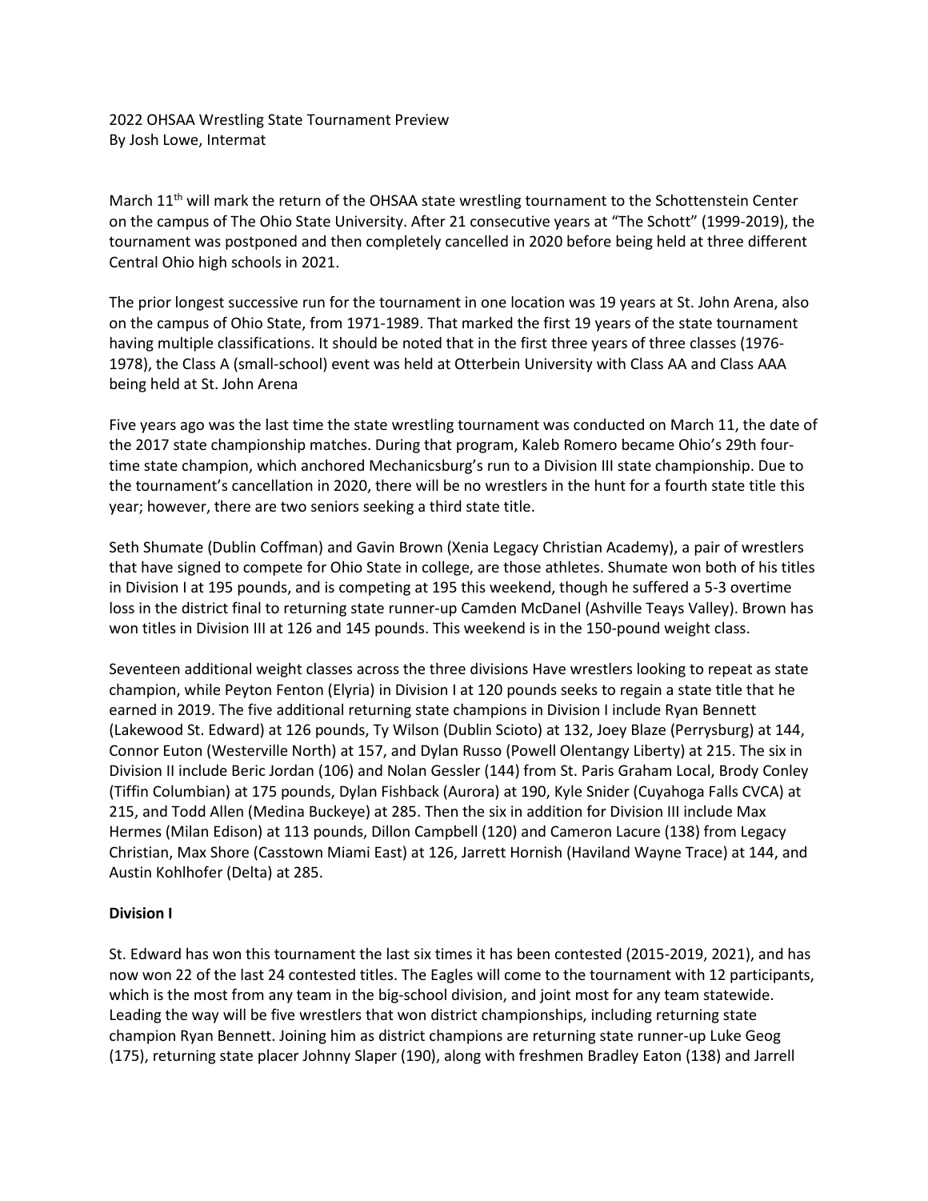2022 OHSAA Wrestling State Tournament Preview
By Josh Lowe, Intermat

March 11th will mark the return of the OHSAA state wrestling tournament to the Schottenstein Center on the campus of The Ohio State University. After 21 consecutive years at "The Schott" (1999-2019), the tournament was postponed and then completely cancelled in 2020 before being held at three different Central Ohio high schools in 2021.

The prior longest successive run for the tournament in one location was 19 years at St. John Arena, also on the campus of Ohio State, from 1971-1989. That marked the first 19 years of the state tournament having multiple classifications. It should be noted that in the first three years of three classes (1976-1978), the Class A (small-school) event was held at Otterbein University with Class AA and Class AAA being held at St. John Arena

Five years ago was the last time the state wrestling tournament was conducted on March 11, the date of the 2017 state championship matches. During that program, Kaleb Romero became Ohio's 29th four-time state champion, which anchored Mechanicsburg's run to a Division III state championship. Due to the tournament's cancellation in 2020, there will be no wrestlers in the hunt for a fourth state title this year; however, there are two seniors seeking a third state title.

Seth Shumate (Dublin Coffman) and Gavin Brown (Xenia Legacy Christian Academy), a pair of wrestlers that have signed to compete for Ohio State in college, are those athletes. Shumate won both of his titles in Division I at 195 pounds, and is competing at 195 this weekend, though he suffered a 5-3 overtime loss in the district final to returning state runner-up Camden McDanel (Ashville Teays Valley). Brown has won titles in Division III at 126 and 145 pounds. This weekend is in the 150-pound weight class.

Seventeen additional weight classes across the three divisions Have wrestlers looking to repeat as state champion, while Peyton Fenton (Elyria) in Division I at 120 pounds seeks to regain a state title that he earned in 2019. The five additional returning state champions in Division I include Ryan Bennett (Lakewood St. Edward) at 126 pounds, Ty Wilson (Dublin Scioto) at 132, Joey Blaze (Perrysburg) at 144, Connor Euton (Westerville North) at 157, and Dylan Russo (Powell Olentangy Liberty) at 215. The six in Division II include Beric Jordan (106) and Nolan Gessler (144) from St. Paris Graham Local, Brody Conley (Tiffin Columbian) at 175 pounds, Dylan Fishback (Aurora) at 190, Kyle Snider (Cuyahoga Falls CVCA) at 215, and Todd Allen (Medina Buckeye) at 285. Then the six in addition for Division III include Max Hermes (Milan Edison) at 113 pounds, Dillon Campbell (120) and Cameron Lacure (138) from Legacy Christian, Max Shore (Casstown Miami East) at 126, Jarrett Hornish (Haviland Wayne Trace) at 144, and Austin Kohlhofer (Delta) at 285.

**Division I**

St. Edward has won this tournament the last six times it has been contested (2015-2019, 2021), and has now won 22 of the last 24 contested titles. The Eagles will come to the tournament with 12 participants, which is the most from any team in the big-school division, and joint most for any team statewide. Leading the way will be five wrestlers that won district championships, including returning state champion Ryan Bennett. Joining him as district champions are returning state runner-up Luke Geog (175), returning state placer Johnny Slaper (190), along with freshmen Bradley Eaton (138) and Jarrell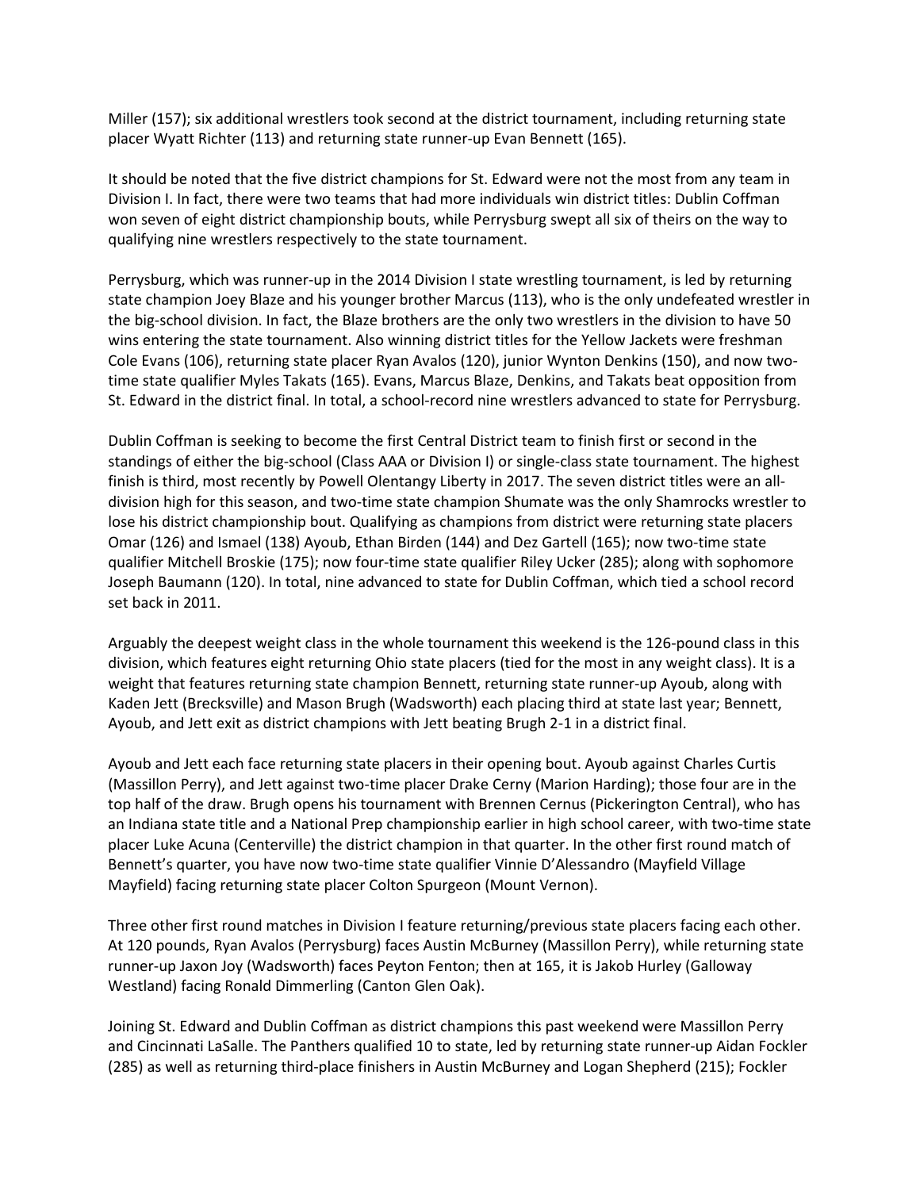Miller (157); six additional wrestlers took second at the district tournament, including returning state placer Wyatt Richter (113) and returning state runner-up Evan Bennett (165).

It should be noted that the five district champions for St. Edward were not the most from any team in Division I. In fact, there were two teams that had more individuals win district titles: Dublin Coffman won seven of eight district championship bouts, while Perrysburg swept all six of theirs on the way to qualifying nine wrestlers respectively to the state tournament.

Perrysburg, which was runner-up in the 2014 Division I state wrestling tournament, is led by returning state champion Joey Blaze and his younger brother Marcus (113), who is the only undefeated wrestler in the big-school division. In fact, the Blaze brothers are the only two wrestlers in the division to have 50 wins entering the state tournament. Also winning district titles for the Yellow Jackets were freshman Cole Evans (106), returning state placer Ryan Avalos (120), junior Wynton Denkins (150), and now two-time state qualifier Myles Takats (165). Evans, Marcus Blaze, Denkins, and Takats beat opposition from St. Edward in the district final. In total, a school-record nine wrestlers advanced to state for Perrysburg.

Dublin Coffman is seeking to become the first Central District team to finish first or second in the standings of either the big-school (Class AAA or Division I) or single-class state tournament. The highest finish is third, most recently by Powell Olentangy Liberty in 2017. The seven district titles were an all-division high for this season, and two-time state champion Shumate was the only Shamrocks wrestler to lose his district championship bout. Qualifying as champions from district were returning state placers Omar (126) and Ismael (138) Ayoub, Ethan Birden (144) and Dez Gartell (165); now two-time state qualifier Mitchell Broskie (175); now four-time state qualifier Riley Ucker (285); along with sophomore Joseph Baumann (120). In total, nine advanced to state for Dublin Coffman, which tied a school record set back in 2011.

Arguably the deepest weight class in the whole tournament this weekend is the 126-pound class in this division, which features eight returning Ohio state placers (tied for the most in any weight class). It is a weight that features returning state champion Bennett, returning state runner-up Ayoub, along with Kaden Jett (Brecksville) and Mason Brugh (Wadsworth) each placing third at state last year; Bennett, Ayoub, and Jett exit as district champions with Jett beating Brugh 2-1 in a district final.

Ayoub and Jett each face returning state placers in their opening bout. Ayoub against Charles Curtis (Massillon Perry), and Jett against two-time placer Drake Cerny (Marion Harding); those four are in the top half of the draw. Brugh opens his tournament with Brennen Cernus (Pickerington Central), who has an Indiana state title and a National Prep championship earlier in high school career, with two-time state placer Luke Acuna (Centerville) the district champion in that quarter. In the other first round match of Bennett's quarter, you have now two-time state qualifier Vinnie D'Alessandro (Mayfield Village Mayfield) facing returning state placer Colton Spurgeon (Mount Vernon).

Three other first round matches in Division I feature returning/previous state placers facing each other. At 120 pounds, Ryan Avalos (Perrysburg) faces Austin McBurney (Massillon Perry), while returning state runner-up Jaxon Joy (Wadsworth) faces Peyton Fenton; then at 165, it is Jakob Hurley (Galloway Westland) facing Ronald Dimmerling (Canton Glen Oak).

Joining St. Edward and Dublin Coffman as district champions this past weekend were Massillon Perry and Cincinnati LaSalle. The Panthers qualified 10 to state, led by returning state runner-up Aidan Fockler (285) as well as returning third-place finishers in Austin McBurney and Logan Shepherd (215); Fockler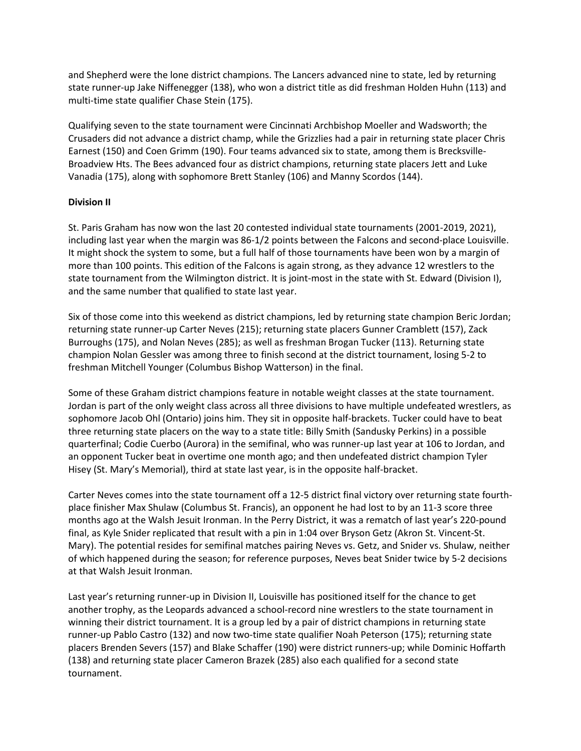and Shepherd were the lone district champions. The Lancers advanced nine to state, led by returning state runner-up Jake Niffenegger (138), who won a district title as did freshman Holden Huhn (113) and multi-time state qualifier Chase Stein (175).

Qualifying seven to the state tournament were Cincinnati Archbishop Moeller and Wadsworth; the Crusaders did not advance a district champ, while the Grizzlies had a pair in returning state placer Chris Earnest (150) and Coen Grimm (190). Four teams advanced six to state, among them is Brecksville-Broadview Hts. The Bees advanced four as district champions, returning state placers Jett and Luke Vanadia (175), along with sophomore Brett Stanley (106) and Manny Scordos (144).

**Division II**

St. Paris Graham has now won the last 20 contested individual state tournaments (2001-2019, 2021), including last year when the margin was 86-1/2 points between the Falcons and second-place Louisville. It might shock the system to some, but a full half of those tournaments have been won by a margin of more than 100 points. This edition of the Falcons is again strong, as they advance 12 wrestlers to the state tournament from the Wilmington district. It is joint-most in the state with St. Edward (Division I), and the same number that qualified to state last year.

Six of those come into this weekend as district champions, led by returning state champion Beric Jordan; returning state runner-up Carter Neves (215); returning state placers Gunner Cramblett (157), Zack Burroughs (175), and Nolan Neves (285); as well as freshman Brogan Tucker (113). Returning state champion Nolan Gessler was among three to finish second at the district tournament, losing 5-2 to freshman Mitchell Younger (Columbus Bishop Watterson) in the final.

Some of these Graham district champions feature in notable weight classes at the state tournament. Jordan is part of the only weight class across all three divisions to have multiple undefeated wrestlers, as sophomore Jacob Ohl (Ontario) joins him. They sit in opposite half-brackets. Tucker could have to beat three returning state placers on the way to a state title: Billy Smith (Sandusky Perkins) in a possible quarterfinal; Codie Cuerbo (Aurora) in the semifinal, who was runner-up last year at 106 to Jordan, and an opponent Tucker beat in overtime one month ago; and then undefeated district champion Tyler Hisey (St. Mary's Memorial), third at state last year, is in the opposite half-bracket.

Carter Neves comes into the state tournament off a 12-5 district final victory over returning state fourth-place finisher Max Shulaw (Columbus St. Francis), an opponent he had lost to by an 11-3 score three months ago at the Walsh Jesuit Ironman. In the Perry District, it was a rematch of last year's 220-pound final, as Kyle Snider replicated that result with a pin in 1:04 over Bryson Getz (Akron St. Vincent-St. Mary). The potential resides for semifinal matches pairing Neves vs. Getz, and Snider vs. Shulaw, neither of which happened during the season; for reference purposes, Neves beat Snider twice by 5-2 decisions at that Walsh Jesuit Ironman.

Last year's returning runner-up in Division II, Louisville has positioned itself for the chance to get another trophy, as the Leopards advanced a school-record nine wrestlers to the state tournament in winning their district tournament. It is a group led by a pair of district champions in returning state runner-up Pablo Castro (132) and now two-time state qualifier Noah Peterson (175); returning state placers Brenden Severs (157) and Blake Schaffer (190) were district runners-up; while Dominic Hoffarth (138) and returning state placer Cameron Brazek (285) also each qualified for a second state tournament.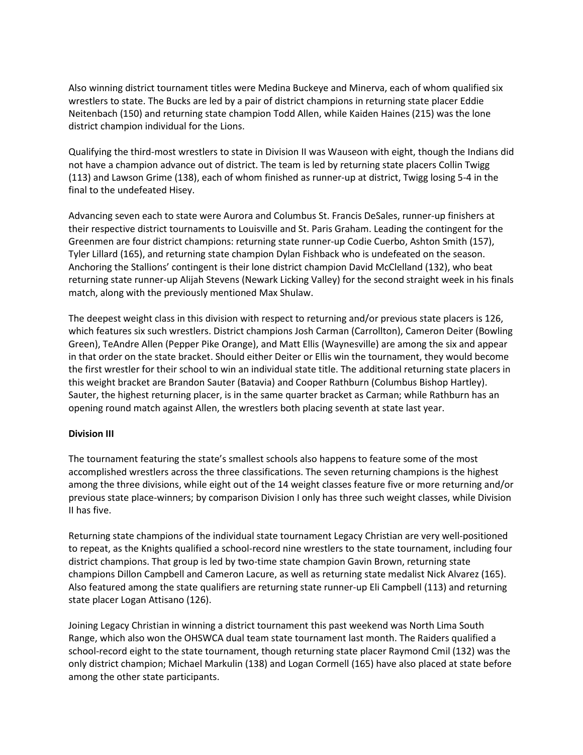Also winning district tournament titles were Medina Buckeye and Minerva, each of whom qualified six wrestlers to state. The Bucks are led by a pair of district champions in returning state placer Eddie Neitenbach (150) and returning state champion Todd Allen, while Kaiden Haines (215) was the lone district champion individual for the Lions.

Qualifying the third-most wrestlers to state in Division II was Wauseon with eight, though the Indians did not have a champion advance out of district. The team is led by returning state placers Collin Twigg (113) and Lawson Grime (138), each of whom finished as runner-up at district, Twigg losing 5-4 in the final to the undefeated Hisey.

Advancing seven each to state were Aurora and Columbus St. Francis DeSales, runner-up finishers at their respective district tournaments to Louisville and St. Paris Graham. Leading the contingent for the Greenmen are four district champions: returning state runner-up Codie Cuerbo, Ashton Smith (157), Tyler Lillard (165), and returning state champion Dylan Fishback who is undefeated on the season. Anchoring the Stallions' contingent is their lone district champion David McClelland (132), who beat returning state runner-up Alijah Stevens (Newark Licking Valley) for the second straight week in his finals match, along with the previously mentioned Max Shulaw.

The deepest weight class in this division with respect to returning and/or previous state placers is 126, which features six such wrestlers. District champions Josh Carman (Carrollton), Cameron Deiter (Bowling Green), TeAndre Allen (Pepper Pike Orange), and Matt Ellis (Waynesville) are among the six and appear in that order on the state bracket. Should either Deiter or Ellis win the tournament, they would become the first wrestler for their school to win an individual state title. The additional returning state placers in this weight bracket are Brandon Sauter (Batavia) and Cooper Rathburn (Columbus Bishop Hartley). Sauter, the highest returning placer, is in the same quarter bracket as Carman; while Rathburn has an opening round match against Allen, the wrestlers both placing seventh at state last year.

**Division III**

The tournament featuring the state's smallest schools also happens to feature some of the most accomplished wrestlers across the three classifications. The seven returning champions is the highest among the three divisions, while eight out of the 14 weight classes feature five or more returning and/or previous state place-winners; by comparison Division I only has three such weight classes, while Division II has five.

Returning state champions of the individual state tournament Legacy Christian are very well-positioned to repeat, as the Knights qualified a school-record nine wrestlers to the state tournament, including four district champions. That group is led by two-time state champion Gavin Brown, returning state champions Dillon Campbell and Cameron Lacure, as well as returning state medalist Nick Alvarez (165). Also featured among the state qualifiers are returning state runner-up Eli Campbell (113) and returning state placer Logan Attisano (126).

Joining Legacy Christian in winning a district tournament this past weekend was North Lima South Range, which also won the OHSWCA dual team state tournament last month. The Raiders qualified a school-record eight to the state tournament, though returning state placer Raymond Cmil (132) was the only district champion; Michael Markulin (138) and Logan Cormell (165) have also placed at state before among the other state participants.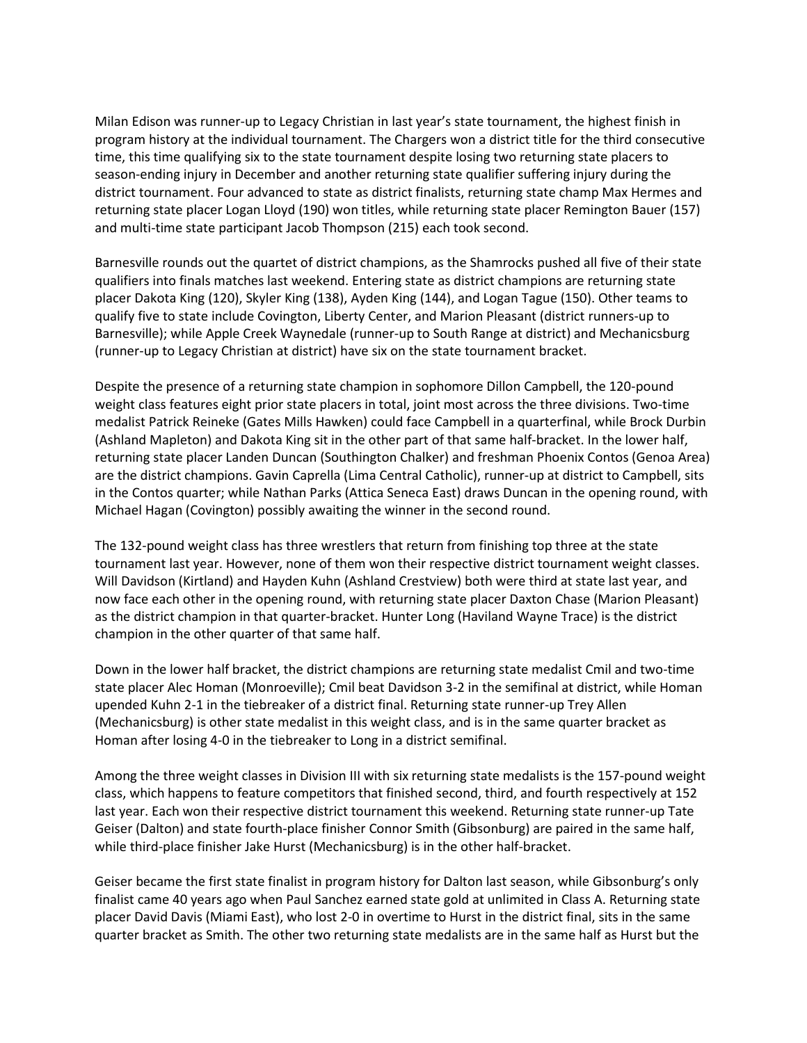Milan Edison was runner-up to Legacy Christian in last year's state tournament, the highest finish in program history at the individual tournament. The Chargers won a district title for the third consecutive time, this time qualifying six to the state tournament despite losing two returning state placers to season-ending injury in December and another returning state qualifier suffering injury during the district tournament. Four advanced to state as district finalists, returning state champ Max Hermes and returning state placer Logan Lloyd (190) won titles, while returning state placer Remington Bauer (157) and multi-time state participant Jacob Thompson (215) each took second.

Barnesville rounds out the quartet of district champions, as the Shamrocks pushed all five of their state qualifiers into finals matches last weekend. Entering state as district champions are returning state placer Dakota King (120), Skyler King (138), Ayden King (144), and Logan Tague (150). Other teams to qualify five to state include Covington, Liberty Center, and Marion Pleasant (district runners-up to Barnesville); while Apple Creek Waynedale (runner-up to South Range at district) and Mechanicsburg (runner-up to Legacy Christian at district) have six on the state tournament bracket.

Despite the presence of a returning state champion in sophomore Dillon Campbell, the 120-pound weight class features eight prior state placers in total, joint most across the three divisions. Two-time medalist Patrick Reineke (Gates Mills Hawken) could face Campbell in a quarterfinal, while Brock Durbin (Ashland Mapleton) and Dakota King sit in the other part of that same half-bracket. In the lower half, returning state placer Landen Duncan (Southington Chalker) and freshman Phoenix Contos (Genoa Area) are the district champions. Gavin Caprella (Lima Central Catholic), runner-up at district to Campbell, sits in the Contos quarter; while Nathan Parks (Attica Seneca East) draws Duncan in the opening round, with Michael Hagan (Covington) possibly awaiting the winner in the second round.

The 132-pound weight class has three wrestlers that return from finishing top three at the state tournament last year. However, none of them won their respective district tournament weight classes. Will Davidson (Kirtland) and Hayden Kuhn (Ashland Crestview) both were third at state last year, and now face each other in the opening round, with returning state placer Daxton Chase (Marion Pleasant) as the district champion in that quarter-bracket. Hunter Long (Haviland Wayne Trace) is the district champion in the other quarter of that same half.

Down in the lower half bracket, the district champions are returning state medalist Cmil and two-time state placer Alec Homan (Monroeville); Cmil beat Davidson 3-2 in the semifinal at district, while Homan upended Kuhn 2-1 in the tiebreaker of a district final. Returning state runner-up Trey Allen (Mechanicsburg) is other state medalist in this weight class, and is in the same quarter bracket as Homan after losing 4-0 in the tiebreaker to Long in a district semifinal.

Among the three weight classes in Division III with six returning state medalists is the 157-pound weight class, which happens to feature competitors that finished second, third, and fourth respectively at 152 last year. Each won their respective district tournament this weekend. Returning state runner-up Tate Geiser (Dalton) and state fourth-place finisher Connor Smith (Gibsonburg) are paired in the same half, while third-place finisher Jake Hurst (Mechanicsburg) is in the other half-bracket.

Geiser became the first state finalist in program history for Dalton last season, while Gibsonburg's only finalist came 40 years ago when Paul Sanchez earned state gold at unlimited in Class A. Returning state placer David Davis (Miami East), who lost 2-0 in overtime to Hurst in the district final, sits in the same quarter bracket as Smith. The other two returning state medalists are in the same half as Hurst but the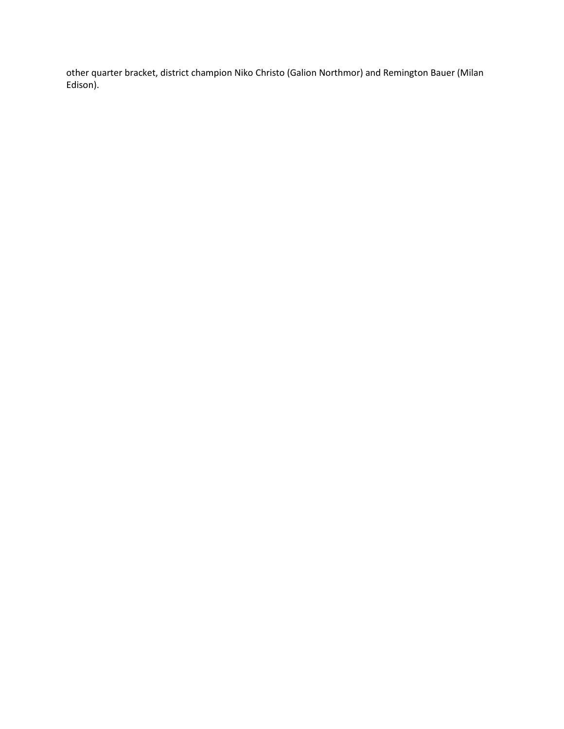other quarter bracket, district champion Niko Christo (Galion Northmor) and Remington Bauer (Milan Edison).